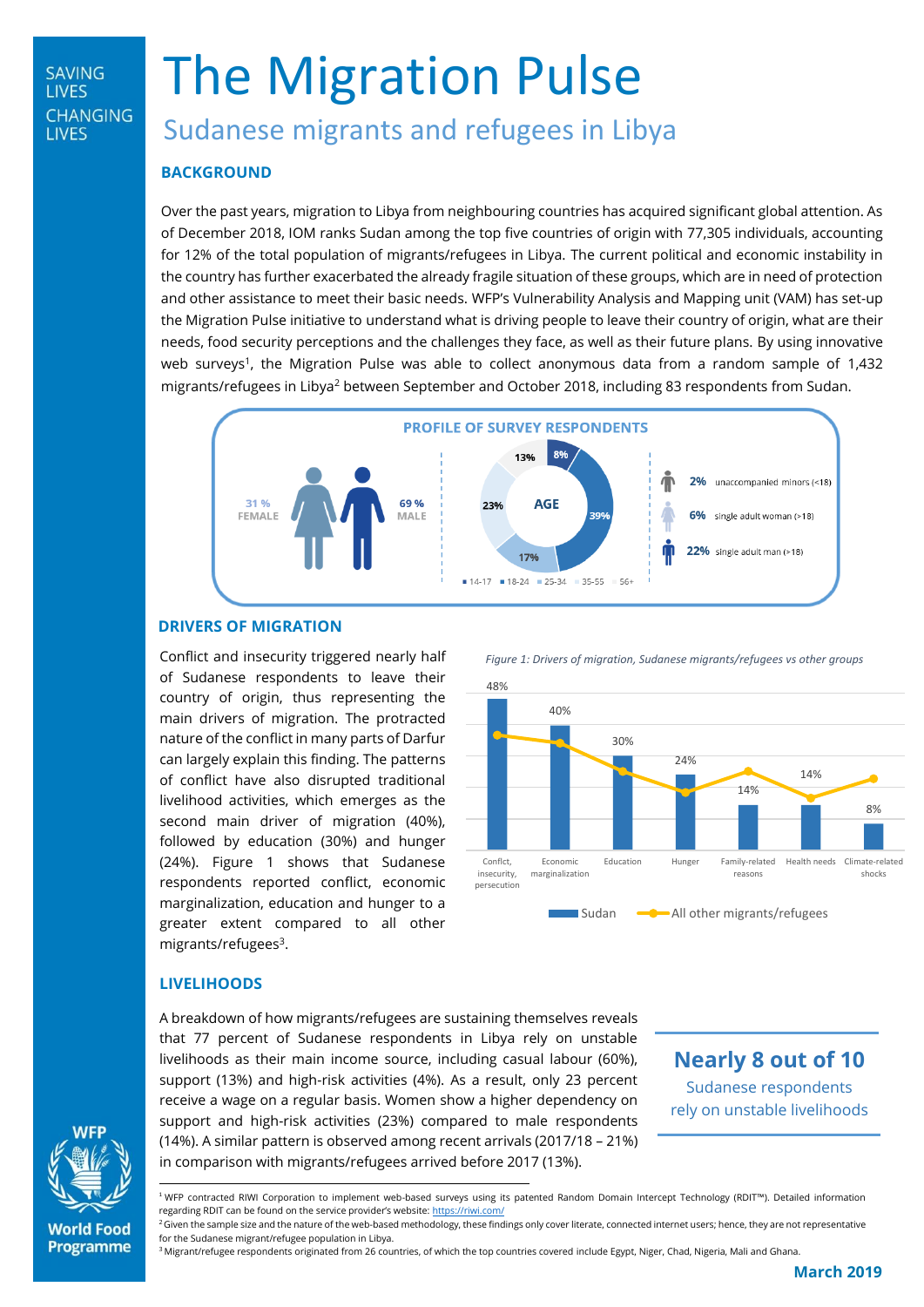# The Migration Pulse

## Sudanese migrants and refugees in Libya

SAVING LIVES CHANGING LIVES

### BACKGROUND

Over the past years, migration to Libya from neighbouring countries has acquired significant global attention. As of December 2018, IOM ranks Sudan among the top five countries of origin with 77,305 individuals, accounting for 12% of the total population of migrants/refugees in Libya. The current political and economic instability in the country has further exacerbated the already fragile situation of these groups, which are in need of protection and other assistance to meet their basic needs. WFP's Vulnerability Analysis and Mapping unit (VAM) has set-up the Migration Pulse initiative to understand what is driving people to leave their country of origin, what are their needs, food security perceptions and the challenges they face, as well as their future plans. By using innovative web surveys[1], the Migration Pulse was able to collect anonymous data from a random sample of 1,432 migrants/refugees in Libya[2] between September and October 2018, including 83 respondents from Sudan.

**PROFILE OF SURVEY RESPONDENTS**

31 % FEMALE — 69 % MALE

AGE: 14-17: 8%; 18-24: 39%; 25-34: 17%; 35-55: 23%; 56+: 13%

- 2% unaccompanied minors (<18)
- 6% single adult woman (>18)
- 22% single adult man (>18)

### DRIVERS OF MIGRATION

Conflict and insecurity triggered nearly half of Sudanese respondents to leave their country of origin, thus representing the main drivers of migration. The protracted nature of the conflict in many parts of Darfur can largely explain this finding. The patterns of conflict have also disrupted traditional livelihood activities, which emerges as the second main driver of migration (40%), followed by education (30%) and hunger (24%). Figure 1 shows that Sudanese respondents reported conflict, economic marginalization, education and hunger to a greater extent compared to all other migrants/refugees[3].

*Figure 1: Drivers of migration, Sudanese migrants/refugees vs other groups*

| Driver | Sudan |
|---|---|
| Conflict, insecurity, persecution | 48% |
| Economic marginalization | 40% |
| Education | 30% |
| Hunger | 24% |
| Family-related reasons | 14% |
| Health needs | 14% |
| Climate-related shocks | 8% |

Sudan — All other migrants/refugees

### LIVELIHOODS

A breakdown of how migrants/refugees are sustaining themselves reveals that 77 percent of Sudanese respondents in Libya rely on unstable livelihoods as their main income source, including casual labour (60%), support (13%) and high-risk activities (4%). As a result, only 23 percent receive a wage on a regular basis. Women show a higher dependency on support and high-risk activities (23%) compared to male respondents (14%). A similar pattern is observed among recent arrivals (2017/18 – 21%) in comparison with migrants/refugees arrived before 2017 (13%).

**Nearly 8 out of 10**
Sudanese respondents rely on unstable livelihoods

---

[1] WFP contracted RIWI Corporation to implement web-based surveys using its patented Random Domain Intercept Technology (RDIT™). Detailed information regarding RDIT can be found on the service provider's website: https://riwi.com/

[2] Given the sample size and the nature of the web-based methodology, these findings only cover literate, connected internet users; hence, they are not representative for the Sudanese migrant/refugee population in Libya.

[3] Migrant/refugee respondents originated from 26 countries, of which the top countries covered include Egypt, Niger, Chad, Nigeria, Mali and Ghana.

WFP World Food Programme

March 2019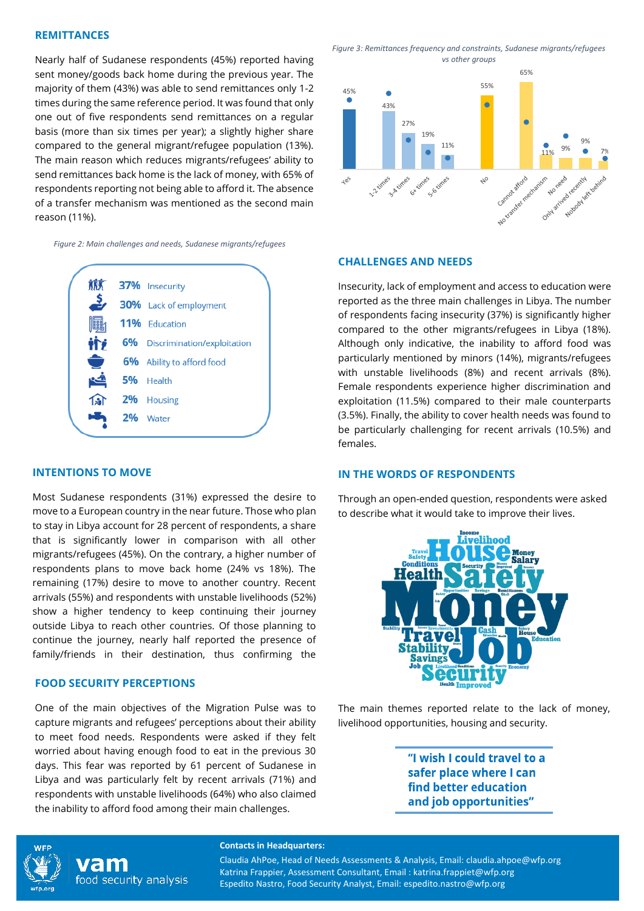## REMITTANCES

Nearly half of Sudanese respondents (45%) reported having sent money/goods back home during the previous year. The majority of them (43%) was able to send remittances only 1-2 times during the same reference period. It was found that only one out of five respondents send remittances on a regular basis (more than six times per year); a slightly higher share compared to the general migrant/refugee population (13%). The main reason which reduces migrants/refugees' ability to send remittances back home is the lack of money, with 65% of respondents reporting not being able to afford it. The absence of a transfer mechanism was mentioned as the second main reason (11%).

*Figure 3: Remittances frequency and constraints, Sudanese migrants/refugees vs other groups*

45%
43%
27%
19%
11%
55%
65%
11%
9%
9%
7%

Yes
1-2 times
3-4 times
6+ times
5-6 times
No
Cannot afford
No transfer mechanism
No need
Only arrived recently
Nobody left behind

*Figure 2: Main challenges and needs, Sudanese migrants/refugees*

37% Insecurity
30% Lack of employment
11% Education
6% Discrimination/exploitation
6% Ability to afford food
5% Health
2% Housing
2% Water

## CHALLENGES AND NEEDS

Insecurity, lack of employment and access to education were reported as the three main challenges in Libya. The number of respondents facing insecurity (37%) is significantly higher compared to the other migrants/refugees in Libya (18%). Although only indicative, the inability to afford food was particularly mentioned by minors (14%), migrants/refugees with unstable livelihoods (8%) and recent arrivals (8%). Female respondents experience higher discrimination and exploitation (11.5%) compared to their male counterparts (3.5%). Finally, the ability to cover health needs was found to be particularly challenging for recent arrivals (10.5%) and females.

## INTENTIONS TO MOVE

Most Sudanese respondents (31%) expressed the desire to move to a European country in the near future. Those who plan to stay in Libya account for 28 percent of respondents, a share that is significantly lower in comparison with all other migrants/refugees (45%). On the contrary, a higher number of respondents plans to move back home (24% vs 18%). The remaining (17%) desire to move to another country. Recent arrivals (55%) and respondents with unstable livelihoods (52%) show a higher tendency to keep continuing their journey outside Libya to reach other countries. Of those planning to continue the journey, nearly half reported the presence of family/friends in their destination, thus confirming the

## IN THE WORDS OF RESPONDENTS

Through an open-ended question, respondents were asked to describe what it would take to improve their lives.

Income Livelihood Travel Safety House Money Salary Conditions Security Health Safety Opportunities Savings Remittances Job Money Stability Travel Cash Salary House Education Stability Savings Job Security Livelihood Conditions Economy Health Improved

The main themes reported relate to the lack of money, livelihood opportunities, housing and security.

## FOOD SECURITY PERCEPTIONS

One of the main objectives of the Migration Pulse was to capture migrants and refugees' perceptions about their ability to meet food needs. Respondents were asked if they felt worried about having enough food to eat in the previous 30 days. This fear was reported by 61 percent of Sudanese in Libya and was particularly felt by recent arrivals (71%) and respondents with unstable livelihoods (64%) who also claimed the inability to afford food among their main challenges.

> **"I wish I could travel to a safer place where I can find better education and job opportunities"**

WFP wfp.org

vam food security analysis

**Contacts in Headquarters:**

Claudia AhPoe, Head of Needs Assessments & Analysis, Email: claudia.ahpoe@wfp.org
Katrina Frappier, Assessment Consultant, Email : katrina.frappiet@wfp.org
Espedito Nastro, Food Security Analyst, Email: espedito.nastro@wfp.org